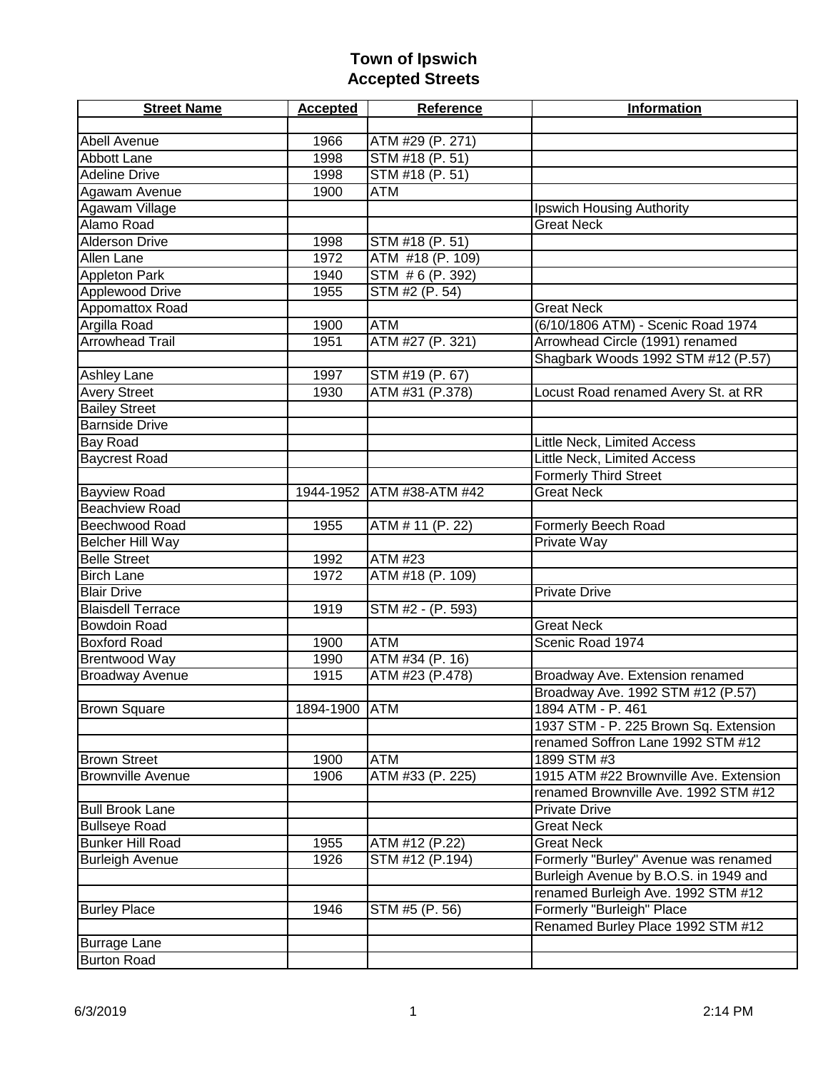# Town of Ipswich
## Accepted Streets

| Street Name | Accepted | Reference | Information |
|---|---|---|---|
| | | | |
| Abell Avenue | 1966 | ATM #29 (P. 271) | |
| Abbott Lane | 1998 | STM #18 (P. 51) | |
| Adeline Drive | 1998 | STM #18 (P. 51) | |
| Agawam Avenue | 1900 | ATM | |
| Agawam Village | | | Ipswich Housing Authority |
| Alamo Road | | | Great Neck |
| Alderson Drive | 1998 | STM #18 (P. 51) | |
| Allen Lane | 1972 | ATM #18 (P. 109) | |
| Appleton Park | 1940 | STM # 6 (P. 392) | |
| Applewood Drive | 1955 | STM #2 (P. 54) | |
| Appomattox Road | | | Great Neck |
| Argilla Road | 1900 | ATM | (6/10/1806 ATM) - Scenic Road 1974 |
| Arrowhead Trail | 1951 | ATM #27 (P. 321) | Arrowhead Circle (1991) renamed |
| | | | Shagbark Woods 1992 STM #12 (P.57) |
| Ashley Lane | 1997 | STM #19 (P. 67) | |
| Avery Street | 1930 | ATM #31 (P.378) | Locust Road renamed Avery St. at RR |
| Bailey Street | | | |
| Barnside Drive | | | |
| Bay Road | | | Little Neck, Limited Access |
| Baycrest Road | | | Little Neck, Limited Access |
| | | | Formerly Third Street |
| Bayview Road | 1944-1952 | ATM #38-ATM #42 | Great Neck |
| Beachview Road | | | |
| Beechwood Road | 1955 | ATM # 11 (P. 22) | Formerly Beech Road |
| Belcher Hill Way | | | Private Way |
| Belle Street | 1992 | ATM #23 | |
| Birch Lane | 1972 | ATM #18 (P. 109) | |
| Blair Drive | | | Private Drive |
| Blaisdell Terrace | 1919 | STM #2 - (P. 593) | |
| Bowdoin Road | | | Great Neck |
| Boxford Road | 1900 | ATM | Scenic Road 1974 |
| Brentwood Way | 1990 | ATM #34 (P. 16) | |
| Broadway Avenue | 1915 | ATM #23 (P.478) | Broadway Ave. Extension renamed |
| | | | Broadway Ave. 1992 STM #12 (P.57) |
| Brown Square | 1894-1900 | ATM | 1894 ATM - P. 461 |
| | | | 1937 STM - P. 225 Brown Sq. Extension |
| | | | renamed Soffron Lane 1992 STM #12 |
| Brown Street | 1900 | ATM | 1899 STM #3 |
| Brownville Avenue | 1906 | ATM #33 (P. 225) | 1915 ATM #22 Brownville Ave. Extension |
| | | | renamed Brownville Ave. 1992 STM #12 |
| Bull Brook Lane | | | Private Drive |
| Bullseye Road | | | Great Neck |
| Bunker Hill Road | 1955 | ATM #12 (P.22) | Great Neck |
| Burleigh Avenue | 1926 | STM #12 (P.194) | Formerly "Burley" Avenue was renamed |
| | | | Burleigh Avenue by B.O.S. in 1949 and |
| | | | renamed Burleigh Ave. 1992 STM #12 |
| Burley Place | 1946 | STM #5 (P. 56) | Formerly "Burleigh" Place |
| | | | Renamed Burley Place 1992 STM #12 |
| Burrage Lane | | | |
| Burton Road | | | |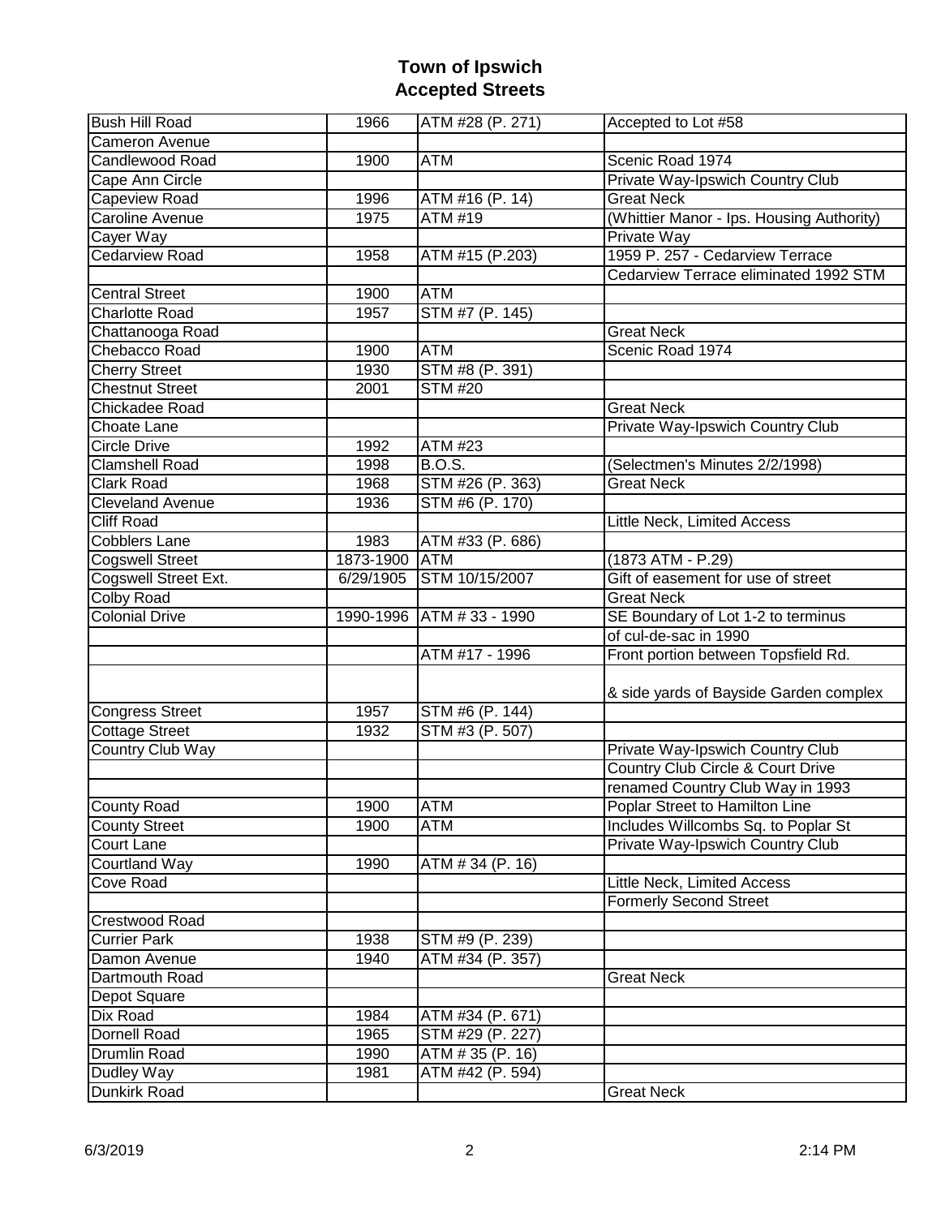# Town of Ipswich
# Accepted Streets

| | | | |
|---|---|---|---|
| Bush Hill Road | 1966 | ATM #28 (P. 271) | Accepted to Lot #58 |
| Cameron Avenue | | | |
| Candlewood Road | 1900 | ATM | Scenic Road 1974 |
| Cape Ann Circle | | | Private Way-Ipswich Country Club |
| Capeview Road | 1996 | ATM #16 (P. 14) | Great Neck |
| Caroline Avenue | 1975 | ATM #19 | (Whittier Manor - Ips. Housing Authority) |
| Cayer Way | | | Private Way |
| Cedarview Road | 1958 | ATM #15 (P.203) | 1959 P. 257 - Cedarview Terrace |
| | | | Cedarview Terrace eliminated 1992 STM |
| Central Street | 1900 | ATM | |
| Charlotte Road | 1957 | STM #7 (P. 145) | |
| Chattanooga Road | | | Great Neck |
| Chebacco Road | 1900 | ATM | Scenic Road 1974 |
| Cherry Street | 1930 | STM #8 (P. 391) | |
| Chestnut Street | 2001 | STM #20 | |
| Chickadee Road | | | Great Neck |
| Choate Lane | | | Private Way-Ipswich Country Club |
| Circle Drive | 1992 | ATM #23 | |
| Clamshell Road | 1998 | B.O.S. | (Selectmen's Minutes 2/2/1998) |
| Clark Road | 1968 | STM #26 (P. 363) | Great Neck |
| Cleveland Avenue | 1936 | STM #6 (P. 170) | |
| Cliff Road | | | Little Neck, Limited Access |
| Cobblers Lane | 1983 | ATM #33 (P. 686) | |
| Cogswell Street | 1873-1900 | ATM | (1873 ATM - P.29) |
| Cogswell Street Ext. | 6/29/1905 | STM 10/15/2007 | Gift of easement for use of street |
| Colby Road | | | Great Neck |
| Colonial Drive | 1990-1996 | ATM # 33 - 1990 | SE Boundary of Lot 1-2 to terminus |
| | | | of cul-de-sac in 1990 |
| | | ATM #17 - 1996 | Front portion between Topsfield Rd. |
| | | | & side yards of Bayside Garden complex |
| Congress Street | 1957 | STM #6 (P. 144) | |
| Cottage Street | 1932 | STM #3 (P. 507) | |
| Country Club Way | | | Private Way-Ipswich Country Club |
| | | | Country Club Circle & Court Drive |
| | | | renamed Country Club Way in 1993 |
| County Road | 1900 | ATM | Poplar Street to Hamilton Line |
| County Street | 1900 | ATM | Includes Willcombs Sq. to Poplar St |
| Court Lane | | | Private Way-Ipswich Country Club |
| Courtland Way | 1990 | ATM # 34 (P. 16) | |
| Cove Road | | | Little Neck, Limited Access |
| | | | Formerly Second Street |
| Crestwood Road | | | |
| Currier Park | 1938 | STM #9 (P. 239) | |
| Damon Avenue | 1940 | ATM #34 (P. 357) | |
| Dartmouth Road | | | Great Neck |
| Depot Square | | | |
| Dix Road | 1984 | ATM #34 (P. 671) | |
| Dornell Road | 1965 | STM #29 (P. 227) | |
| Drumlin Road | 1990 | ATM # 35 (P. 16) | |
| Dudley Way | 1981 | ATM #42 (P. 594) | |
| Dunkirk Road | | | Great Neck |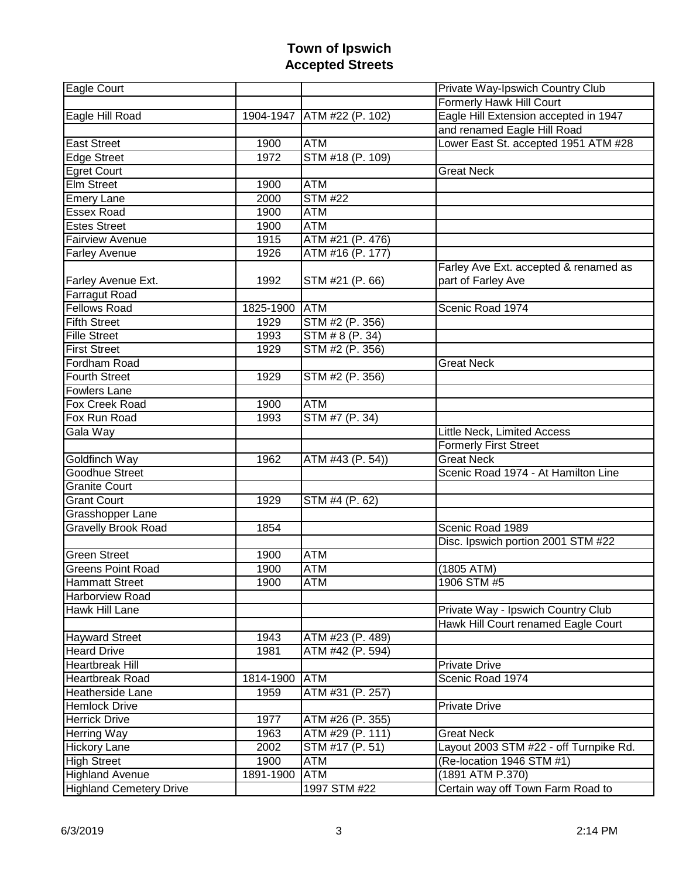# Town of Ipswich
## Accepted Streets

| | | | |
|---|---|---|---|
| Eagle Court | | | Private Way-Ipswich Country Club |
| | | | Formerly Hawk Hill Court |
| Eagle Hill Road | 1904-1947 | ATM #22 (P. 102) | Eagle Hill Extension accepted in 1947 |
| | | | and renamed Eagle Hill Road |
| East Street | 1900 | ATM | Lower East St. accepted 1951 ATM #28 |
| Edge Street | 1972 | STM #18 (P. 109) | |
| Egret Court | | | Great Neck |
| Elm Street | 1900 | ATM | |
| Emery Lane | 2000 | STM #22 | |
| Essex Road | 1900 | ATM | |
| Estes Street | 1900 | ATM | |
| Fairview Avenue | 1915 | ATM #21 (P. 476) | |
| Farley Avenue | 1926 | ATM #16 (P. 177) | |
| Farley Avenue Ext. | 1992 | STM #21 (P. 66) | Farley Ave Ext. accepted & renamed as part of Farley Ave |
| Farragut Road | | | |
| Fellows Road | 1825-1900 | ATM | Scenic Road 1974 |
| Fifth Street | 1929 | STM #2 (P. 356) | |
| Fille Street | 1993 | STM # 8 (P. 34) | |
| First Street | 1929 | STM #2 (P. 356) | |
| Fordham Road | | | Great Neck |
| Fourth Street | 1929 | STM #2 (P. 356) | |
| Fowlers Lane | | | |
| Fox Creek Road | 1900 | ATM | |
| Fox Run Road | 1993 | STM #7 (P. 34) | |
| Gala Way | | | Little Neck, Limited Access |
| | | | Formerly First Street |
| Goldfinch Way | 1962 | ATM #43 (P. 54)) | Great Neck |
| Goodhue Street | | | Scenic Road 1974 - At Hamilton Line |
| Granite Court | | | |
| Grant Court | 1929 | STM #4 (P. 62) | |
| Grasshopper Lane | | | |
| Gravelly Brook Road | 1854 | | Scenic Road 1989 |
| | | | Disc. Ipswich portion 2001 STM #22 |
| Green Street | 1900 | ATM | |
| Greens Point Road | 1900 | ATM | (1805 ATM) |
| Hammatt Street | 1900 | ATM | 1906 STM #5 |
| Harborview Road | | | |
| Hawk Hill Lane | | | Private Way - Ipswich Country Club |
| | | | Hawk Hill Court renamed Eagle Court |
| Hayward Street | 1943 | ATM #23 (P. 489) | |
| Heard Drive | 1981 | ATM #42 (P. 594) | |
| Heartbreak Hill | | | Private Drive |
| Heartbreak Road | 1814-1900 | ATM | Scenic Road 1974 |
| Heatherside Lane | 1959 | ATM #31 (P. 257) | |
| Hemlock Drive | | | Private Drive |
| Herrick Drive | 1977 | ATM #26 (P. 355) | |
| Herring Way | 1963 | ATM #29 (P. 111) | Great Neck |
| Hickory Lane | 2002 | STM #17 (P. 51) | Layout 2003 STM #22 - off Turnpike Rd. |
| High Street | 1900 | ATM | (Re-location 1946 STM #1) |
| Highland Avenue | 1891-1900 | ATM | (1891 ATM P.370) |
| Highland Cemetery Drive | | 1997 STM #22 | Certain way off Town Farm Road to |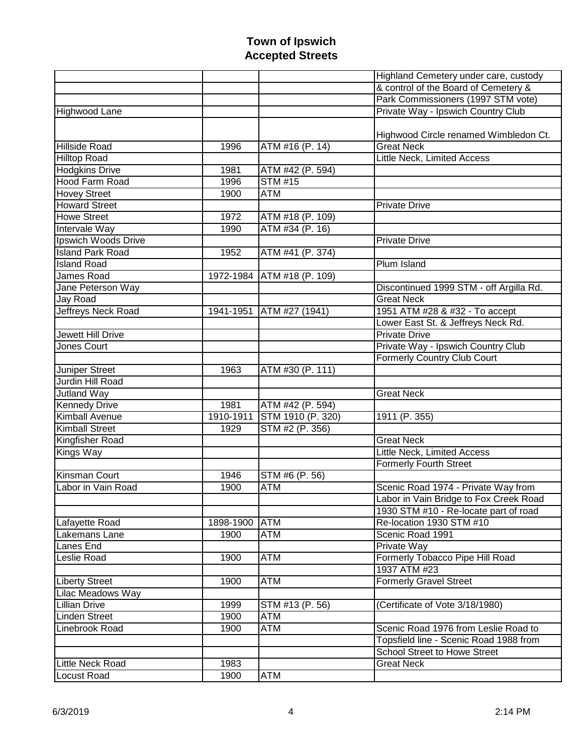# Town of Ipswich
## Accepted Streets

| | | | |
|---|---|---|---|
| | | | Highland Cemetery under care, custody |
| | | | & control of the Board of Cemetery & |
| | | | Park Commissioners (1997 STM vote) |
| Highwood Lane | | | Private Way - Ipswich Country Club |
| | | | Highwood Circle renamed Wimbledon Ct. |
| Hillside Road | 1996 | ATM #16 (P. 14) | Great Neck |
| Hilltop Road | | | Little Neck, Limited Access |
| Hodgkins Drive | 1981 | ATM #42 (P. 594) | |
| Hood Farm Road | 1996 | STM #15 | |
| Hovey Street | 1900 | ATM | |
| Howard Street | | | Private Drive |
| Howe Street | 1972 | ATM #18 (P. 109) | |
| Intervale Way | 1990 | ATM #34 (P. 16) | |
| Ipswich Woods Drive | | | Private Drive |
| Island Park Road | 1952 | ATM #41 (P. 374) | |
| Island Road | | | Plum Island |
| James Road | 1972-1984 | ATM #18 (P. 109) | |
| Jane Peterson Way | | | Discontinued 1999 STM - off Argilla Rd. |
| Jay Road | | | Great Neck |
| Jeffreys Neck Road | 1941-1951 | ATM #27 (1941) | 1951 ATM #28 & #32 - To accept |
| | | | Lower East St. & Jeffreys Neck Rd. |
| Jewett Hill Drive | | | Private Drive |
| Jones Court | | | Private Way - Ipswich Country Club |
| | | | Formerly Country Club Court |
| Juniper Street | 1963 | ATM #30 (P. 111) | |
| Jurdin Hill Road | | | |
| Jutland Way | | | Great Neck |
| Kennedy Drive | 1981 | ATM #42 (P. 594) | |
| Kimball Avenue | 1910-1911 | STM 1910 (P. 320) | 1911 (P. 355) |
| Kimball Street | 1929 | STM #2 (P. 356) | |
| Kingfisher Road | | | Great Neck |
| Kings Way | | | Little Neck, Limited Access |
| | | | Formerly Fourth Street |
| Kinsman Court | 1946 | STM #6 (P. 56) | |
| Labor in Vain Road | 1900 | ATM | Scenic Road 1974 - Private Way from |
| | | | Labor in Vain Bridge to Fox Creek Road |
| | | | 1930 STM #10 - Re-locate part of road |
| Lafayette Road | 1898-1900 | ATM | Re-location 1930 STM #10 |
| Lakemans Lane | 1900 | ATM | Scenic Road 1991 |
| Lanes End | | | Private Way |
| Leslie Road | 1900 | ATM | Formerly Tobacco Pipe Hill Road |
| | | | 1937 ATM #23 |
| Liberty Street | 1900 | ATM | Formerly Gravel Street |
| Lilac Meadows Way | | | |
| Lillian Drive | 1999 | STM #13 (P. 56) | (Certificate of Vote 3/18/1980) |
| Linden Street | 1900 | ATM | |
| Linebrook Road | 1900 | ATM | Scenic Road 1976 from Leslie Road to |
| | | | Topsfield line - Scenic Road 1988 from |
| | | | School Street to Howe Street |
| Little Neck Road | 1983 | | Great Neck |
| Locust Road | 1900 | ATM | |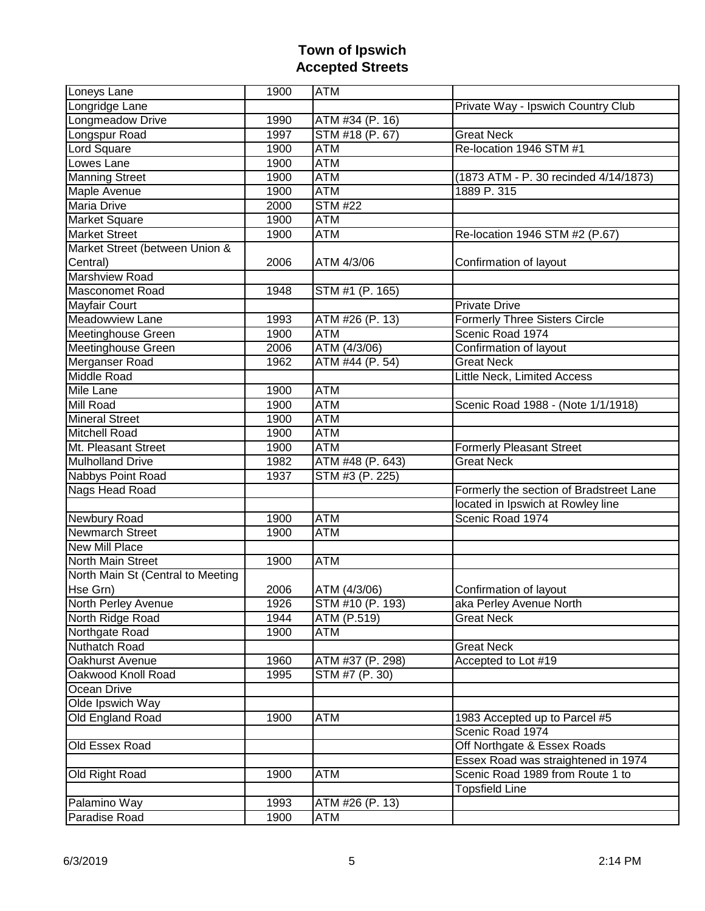# Town of Ipswich
# Accepted Streets

| | | | |
|---|---|---|---|
| Loneys Lane | 1900 | ATM | |
| Longridge Lane | | | Private Way - Ipswich Country Club |
| Longmeadow Drive | 1990 | ATM #34 (P. 16) | |
| Longspur Road | 1997 | STM #18 (P. 67) | Great Neck |
| Lord Square | 1900 | ATM | Re-location 1946 STM #1 |
| Lowes Lane | 1900 | ATM | |
| Manning Street | 1900 | ATM | (1873 ATM - P. 30 recinded 4/14/1873) |
| Maple Avenue | 1900 | ATM | 1889 P. 315 |
| Maria Drive | 2000 | STM #22 | |
| Market Square | 1900 | ATM | |
| Market Street | 1900 | ATM | Re-location 1946 STM #2 (P.67) |
| Market Street (between Union & Central) | 2006 | ATM 4/3/06 | Confirmation of layout |
| Marshview Road | | | |
| Masconomet Road | 1948 | STM #1 (P. 165) | |
| Mayfair Court | | | Private Drive |
| Meadowview Lane | 1993 | ATM #26 (P. 13) | Formerly Three Sisters Circle |
| Meetinghouse Green | 1900 | ATM | Scenic Road 1974 |
| Meetinghouse Green | 2006 | ATM (4/3/06) | Confirmation of layout |
| Merganser Road | 1962 | ATM #44 (P. 54) | Great Neck |
| Middle Road | | | Little Neck, Limited Access |
| Mile Lane | 1900 | ATM | |
| Mill Road | 1900 | ATM | Scenic Road 1988 - (Note 1/1/1918) |
| Mineral Street | 1900 | ATM | |
| Mitchell Road | 1900 | ATM | |
| Mt. Pleasant Street | 1900 | ATM | Formerly Pleasant Street |
| Mulholland Drive | 1982 | ATM #48 (P. 643) | Great Neck |
| Nabbys Point Road | 1937 | STM #3 (P. 225) | |
| Nags Head Road | | | Formerly the section of Bradstreet Lane |
| | | | located in Ipswich at Rowley line |
| Newbury Road | 1900 | ATM | Scenic Road 1974 |
| Newmarch Street | 1900 | ATM | |
| New Mill Place | | | |
| North Main Street | 1900 | ATM | |
| North Main St (Central to Meeting Hse Grn) | 2006 | ATM (4/3/06) | Confirmation of layout |
| North Perley Avenue | 1926 | STM #10 (P. 193) | aka Perley Avenue North |
| North Ridge Road | 1944 | ATM (P.519) | Great Neck |
| Northgate Road | 1900 | ATM | |
| Nuthatch Road | | | Great Neck |
| Oakhurst Avenue | 1960 | ATM #37 (P. 298) | Accepted to Lot #19 |
| Oakwood Knoll Road | 1995 | STM #7 (P. 30) | |
| Ocean Drive | | | |
| Olde Ipswich Way | | | |
| Old England Road | 1900 | ATM | 1983 Accepted up to Parcel #5 |
| | | | Scenic Road 1974 |
| Old Essex Road | | | Off Northgate & Essex Roads |
| | | | Essex Road was straightened in 1974 |
| Old Right Road | 1900 | ATM | Scenic Road 1989 from Route 1 to |
| | | | Topsfield Line |
| Palamino Way | 1993 | ATM #26 (P. 13) | |
| Paradise Road | 1900 | ATM | |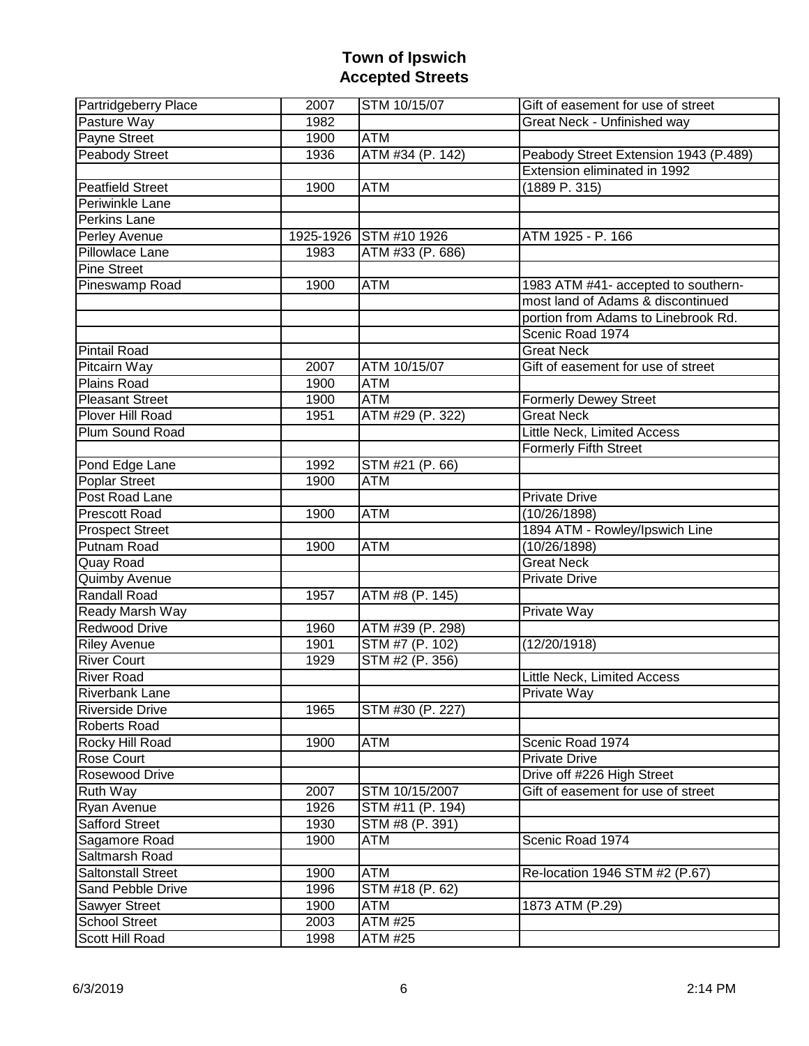# Town of Ipswich
# Accepted Streets

| | | | |
|---|---|---|---|
| Partridgeberry Place | 2007 | STM 10/15/07 | Gift of easement for use of street |
| Pasture Way | 1982 | | Great Neck - Unfinished way |
| Payne Street | 1900 | ATM | |
| Peabody Street | 1936 | ATM #34 (P. 142) | Peabody Street Extension 1943 (P.489) |
| | | | Extension eliminated in 1992 |
| Peatfield Street | 1900 | ATM | (1889 P. 315) |
| Periwinkle Lane | | | |
| Perkins Lane | | | |
| Perley Avenue | 1925-1926 | STM #10 1926 | ATM 1925 - P. 166 |
| Pillowlace Lane | 1983 | ATM #33 (P. 686) | |
| Pine Street | | | |
| Pineswamp Road | 1900 | ATM | 1983 ATM #41- accepted to southern- |
| | | | most land of Adams & discontinued |
| | | | portion from Adams to Linebrook Rd. |
| | | | Scenic Road 1974 |
| Pintail Road | | | Great Neck |
| Pitcairn Way | 2007 | ATM 10/15/07 | Gift of easement for use of street |
| Plains Road | 1900 | ATM | |
| Pleasant Street | 1900 | ATM | Formerly Dewey Street |
| Plover Hill Road | 1951 | ATM #29 (P. 322) | Great Neck |
| Plum Sound Road | | | Little Neck, Limited Access |
| | | | Formerly Fifth Street |
| Pond Edge Lane | 1992 | STM #21 (P. 66) | |
| Poplar Street | 1900 | ATM | |
| Post Road Lane | | | Private Drive |
| Prescott Road | 1900 | ATM | (10/26/1898) |
| Prospect Street | | | 1894 ATM - Rowley/Ipswich Line |
| Putnam Road | 1900 | ATM | (10/26/1898) |
| Quay Road | | | Great Neck |
| Quimby Avenue | | | Private Drive |
| Randall Road | 1957 | ATM #8 (P. 145) | |
| Ready Marsh Way | | | Private Way |
| Redwood Drive | 1960 | ATM #39 (P. 298) | |
| Riley Avenue | 1901 | STM #7 (P. 102) | (12/20/1918) |
| River Court | 1929 | STM #2 (P. 356) | |
| River Road | | | Little Neck, Limited Access |
| Riverbank Lane | | | Private Way |
| Riverside Drive | 1965 | STM #30 (P. 227) | |
| Roberts Road | | | |
| Rocky Hill Road | 1900 | ATM | Scenic Road 1974 |
| Rose Court | | | Private Drive |
| Rosewood Drive | | | Drive off #226 High Street |
| Ruth Way | 2007 | STM 10/15/2007 | Gift of easement for use of street |
| Ryan Avenue | 1926 | STM #11 (P. 194) | |
| Safford Street | 1930 | STM #8 (P. 391) | |
| Sagamore Road | 1900 | ATM | Scenic Road 1974 |
| Saltmarsh Road | | | |
| Saltonstall Street | 1900 | ATM | Re-location 1946 STM #2 (P.67) |
| Sand Pebble Drive | 1996 | STM #18 (P. 62) | |
| Sawyer Street | 1900 | ATM | 1873 ATM (P.29) |
| School Street | 2003 | ATM #25 | |
| Scott Hill Road | 1998 | ATM #25 | |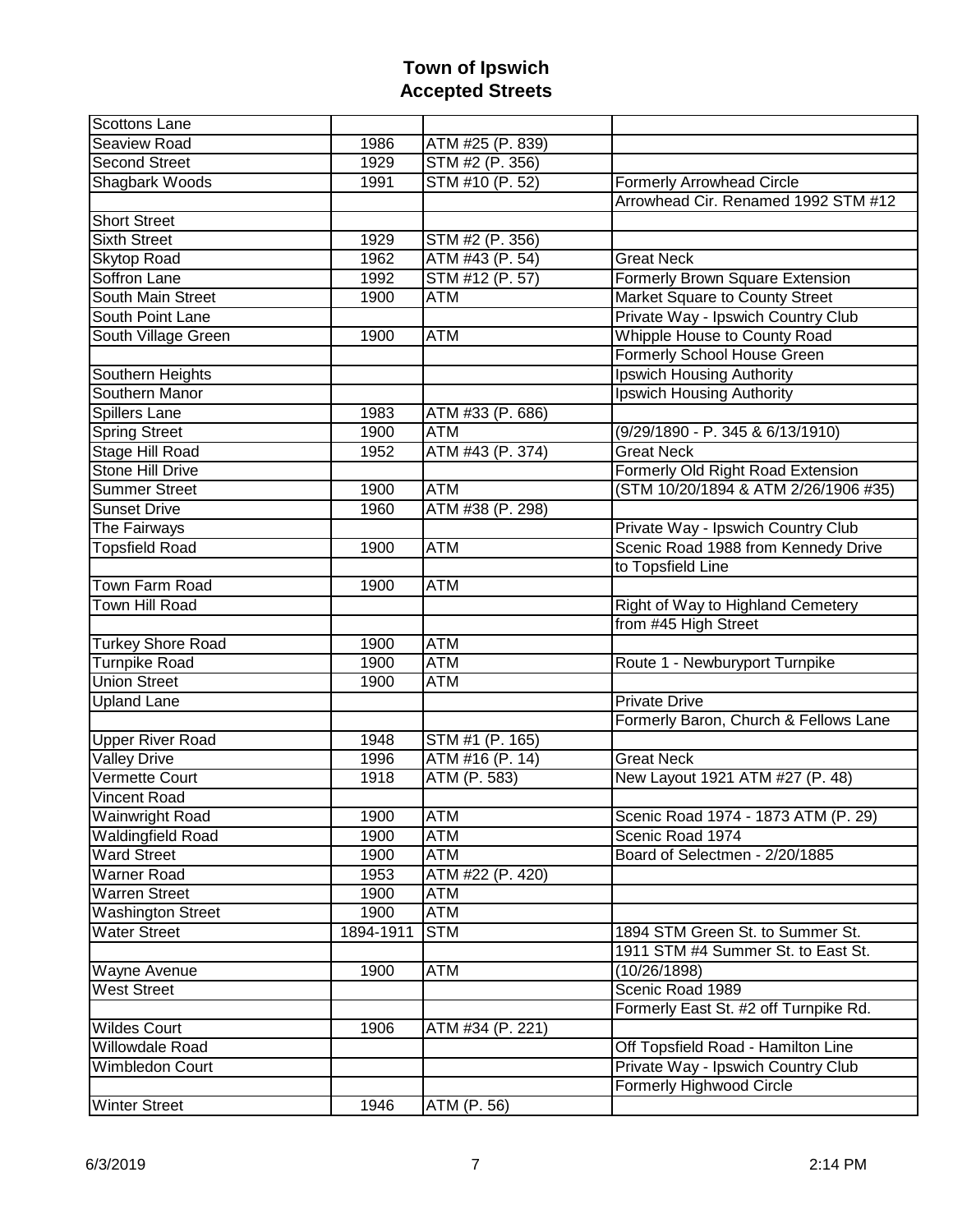# Town of Ipswich
## Accepted Streets

| | | | |
|---|---|---|---|
| Scottons Lane | | | |
| Seaview Road | 1986 | ATM #25 (P. 839) | |
| Second Street | 1929 | STM #2 (P. 356) | |
| Shagbark Woods | 1991 | STM #10 (P. 52) | Formerly Arrowhead Circle |
| | | | Arrowhead Cir. Renamed 1992 STM #12 |
| Short Street | | | |
| Sixth Street | 1929 | STM #2 (P. 356) | |
| Skytop Road | 1962 | ATM #43 (P. 54) | Great Neck |
| Soffron Lane | 1992 | STM #12 (P. 57) | Formerly Brown Square Extension |
| South Main Street | 1900 | ATM | Market Square to County Street |
| South Point Lane | | | Private Way - Ipswich Country Club |
| South Village Green | 1900 | ATM | Whipple House to County Road |
| | | | Formerly School House Green |
| Southern Heights | | | Ipswich Housing Authority |
| Southern Manor | | | Ipswich Housing Authority |
| Spillers Lane | 1983 | ATM #33 (P. 686) | |
| Spring Street | 1900 | ATM | (9/29/1890 - P. 345 & 6/13/1910) |
| Stage Hill Road | 1952 | ATM #43 (P. 374) | Great Neck |
| Stone Hill Drive | | | Formerly Old Right Road Extension |
| Summer Street | 1900 | ATM | (STM 10/20/1894 & ATM 2/26/1906 #35) |
| Sunset Drive | 1960 | ATM #38 (P. 298) | |
| The Fairways | | | Private Way - Ipswich Country Club |
| Topsfield Road | 1900 | ATM | Scenic Road 1988 from Kennedy Drive |
| | | | to Topsfield Line |
| Town Farm Road | 1900 | ATM | |
| Town Hill Road | | | Right of Way to Highland Cemetery |
| | | | from #45 High Street |
| Turkey Shore Road | 1900 | ATM | |
| Turnpike Road | 1900 | ATM | Route 1 - Newburyport Turnpike |
| Union Street | 1900 | ATM | |
| Upland Lane | | | Private Drive |
| | | | Formerly Baron, Church & Fellows Lane |
| Upper River Road | 1948 | STM #1 (P. 165) | |
| Valley Drive | 1996 | ATM #16 (P. 14) | Great Neck |
| Vermette Court | 1918 | ATM (P. 583) | New Layout 1921 ATM #27 (P. 48) |
| Vincent Road | | | |
| Wainwright Road | 1900 | ATM | Scenic Road 1974 - 1873 ATM (P. 29) |
| Waldingfield Road | 1900 | ATM | Scenic Road 1974 |
| Ward Street | 1900 | ATM | Board of Selectmen - 2/20/1885 |
| Warner Road | 1953 | ATM #22 (P. 420) | |
| Warren Street | 1900 | ATM | |
| Washington Street | 1900 | ATM | |
| Water Street | 1894-1911 | STM | 1894 STM Green St. to Summer St. |
| | | | 1911 STM #4 Summer St. to East St. |
| Wayne Avenue | 1900 | ATM | (10/26/1898) |
| West Street | | | Scenic Road 1989 |
| | | | Formerly East St. #2 off Turnpike Rd. |
| Wildes Court | 1906 | ATM #34 (P. 221) | |
| Willowdale Road | | | Off Topsfield Road - Hamilton Line |
| Wimbledon Court | | | Private Way - Ipswich Country Club |
| | | | Formerly Highwood Circle |
| Winter Street | 1946 | ATM (P. 56) | |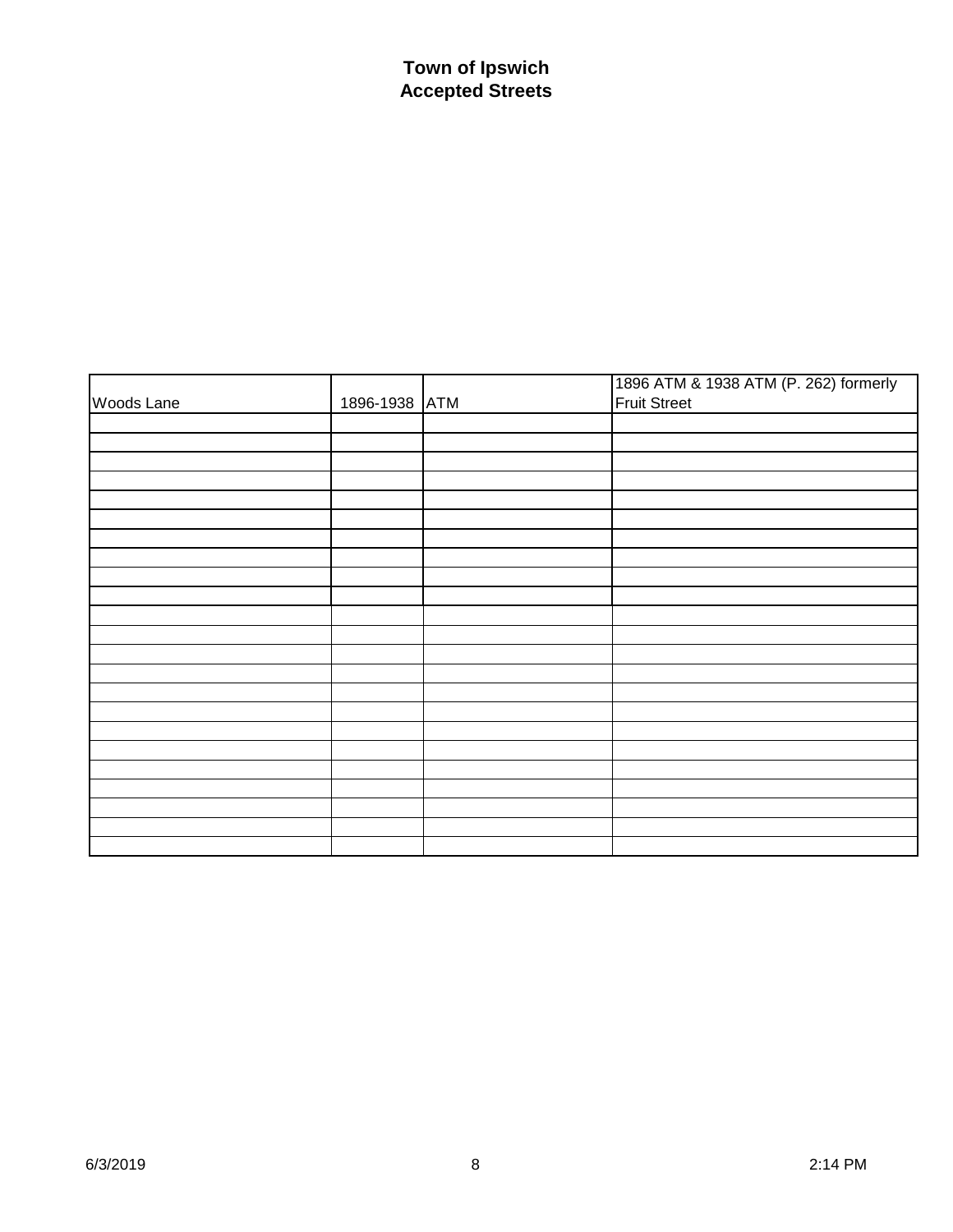**Town of Ipswich**
**Accepted Streets**

| | | | |
|---|---|---|---|
| Woods Lane | 1896-1938 | ATM | 1896 ATM & 1938 ATM (P. 262) formerly Fruit Street |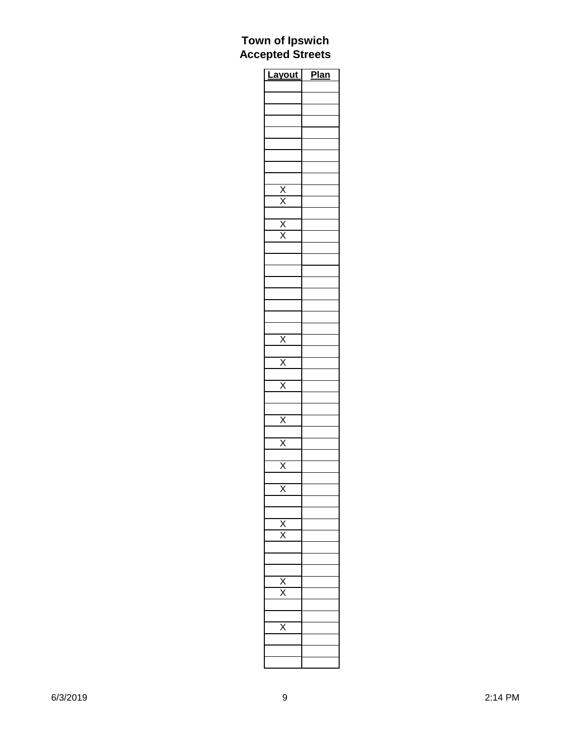**Town of Ipswich**
**Accepted Streets**

| Layout | Plan |
|---|---|
| | |
| | |
| | |
| | |
| | |
| | |
| | |
| | |
| | |
| X | |
| X | |
| | |
| X | |
| X | |
| | |
| | |
| | |
| | |
| | |
| | |
| | |
| | |
| X | |
| | |
| X | |
| | |
| X | |
| | |
| | |
| X | |
| | |
| X | |
| | |
| X | |
| | |
| X | |
| | |
| | |
| X | |
| X | |
| | |
| | |
| | |
| X | |
| X | |
| | |
| | |
| X | |
| | |
| | |
| | |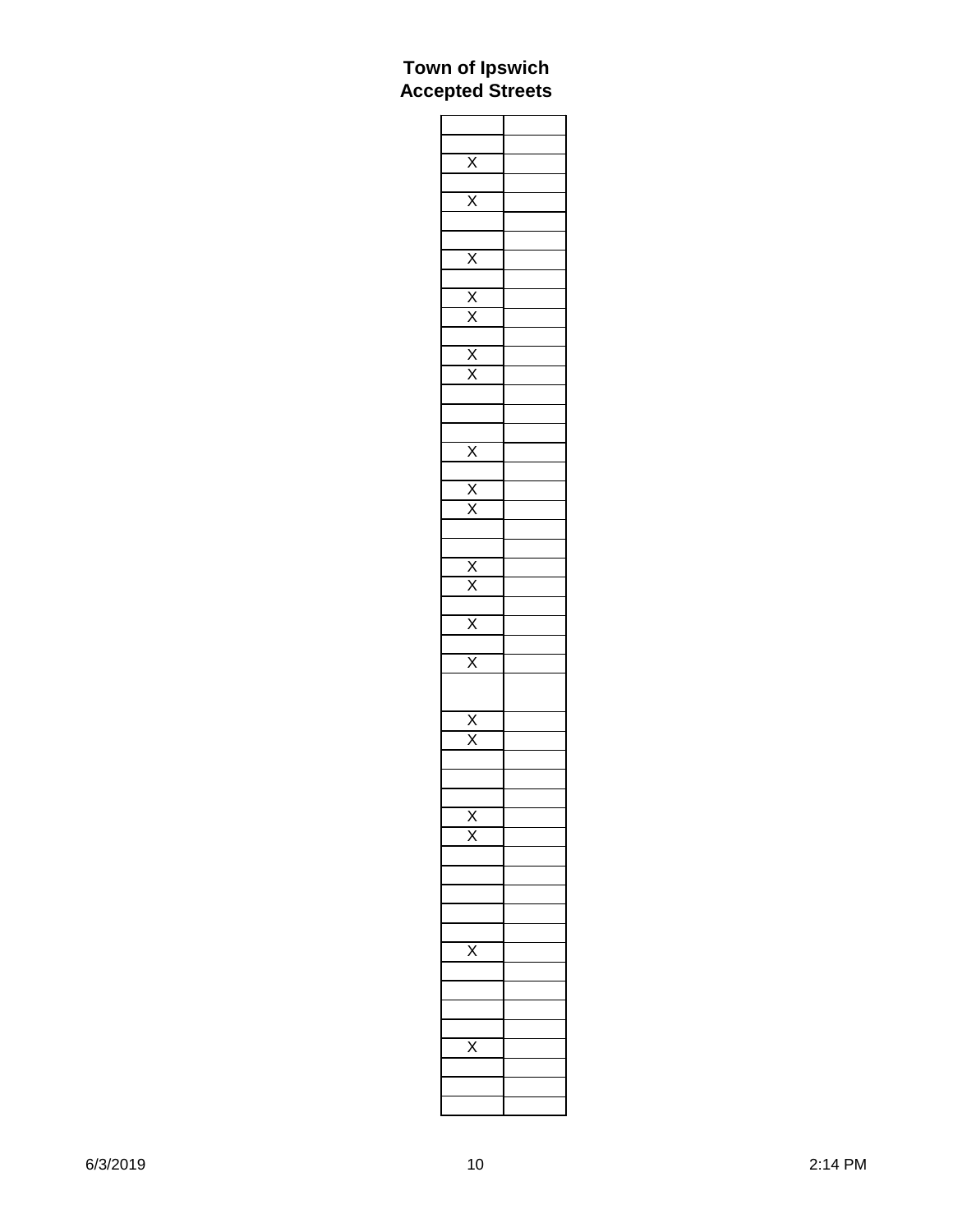# Town of Ipswich
# Accepted Streets

| | |
|---|---|
| | |
| X | |
| | |
| X | |
| | |
| | |
| X | |
| | |
| X | |
| X | |
| | |
| X | |
| X | |
| | |
| | |
| | |
| X | |
| | |
| X | |
| X | |
| | |
| | |
| X | |
| X | |
| | |
| X | |
| | |
| X | |
| | |
| X | |
| X | |
| | |
| | |
| | |
| X | |
| X | |
| | |
| | |
| | |
| | |
| | |
| X | |
| | |
| | |
| | |
| | |
| X | |
| | |
| | |
| | |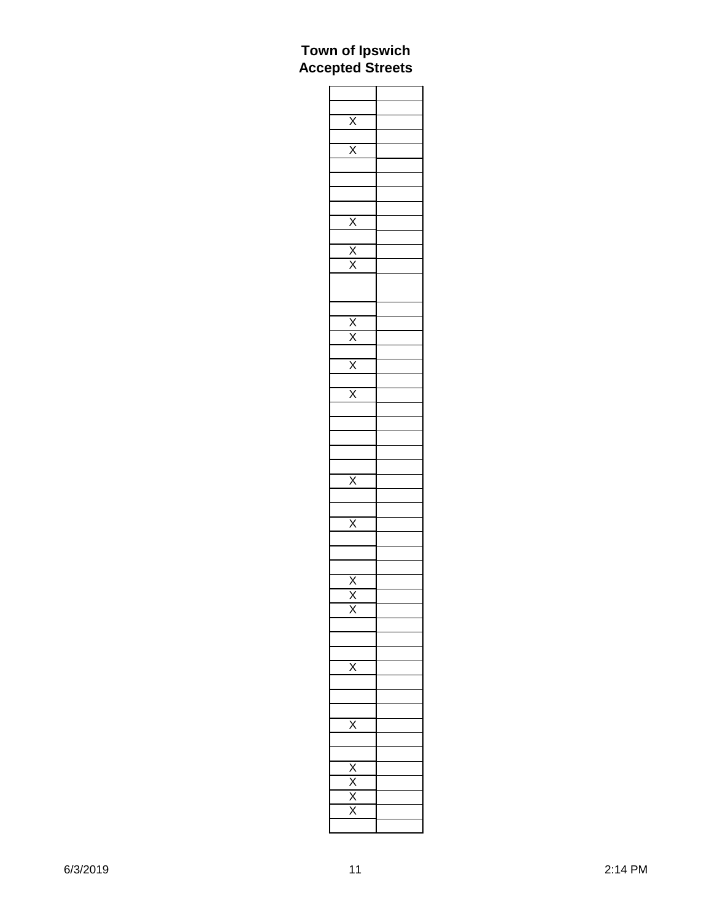# Town of Ipswich
# Accepted Streets

| | |
|---|---|
| | |
| X | |
| | |
| X | |
| | |
| | |
| | |
| | |
| X | |
| | |
| X | |
| X | |
| | |
| | |
| X | |
| X | |
| | |
| X | |
| | |
| X | |
| | |
| | |
| | |
| | |
| | |
| X | |
| | |
| | |
| X | |
| | |
| | |
| | |
| X | |
| X | |
| X | |
| | |
| | |
| | |
| X | |
| | |
| | |
| | |
| X | |
| | |
| | |
| X | |
| X | |
| X | |
| X | |
| | |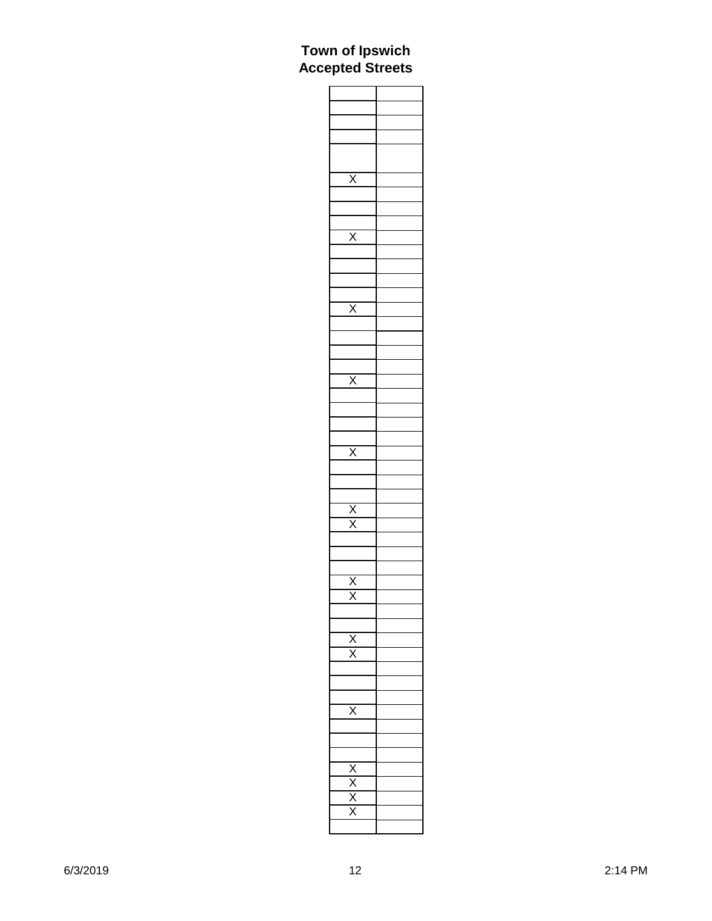# Town of Ipswich
# Accepted Streets

| | |
|---|---|
| | |
| | |
| | |
| | |
| X | |
| | |
| | |
| | |
| X | |
| | |
| | |
| | |
| | |
| X | |
| | |
| | |
| | |
| | |
| X | |
| | |
| | |
| | |
| | |
| X | |
| | |
| | |
| | |
| X | |
| X | |
| | |
| | |
| | |
| X | |
| X | |
| | |
| | |
| X | |
| X | |
| | |
| | |
| | |
| X | |
| | |
| | |
| | |
| X | |
| X | |
| X | |
| X | |
| | |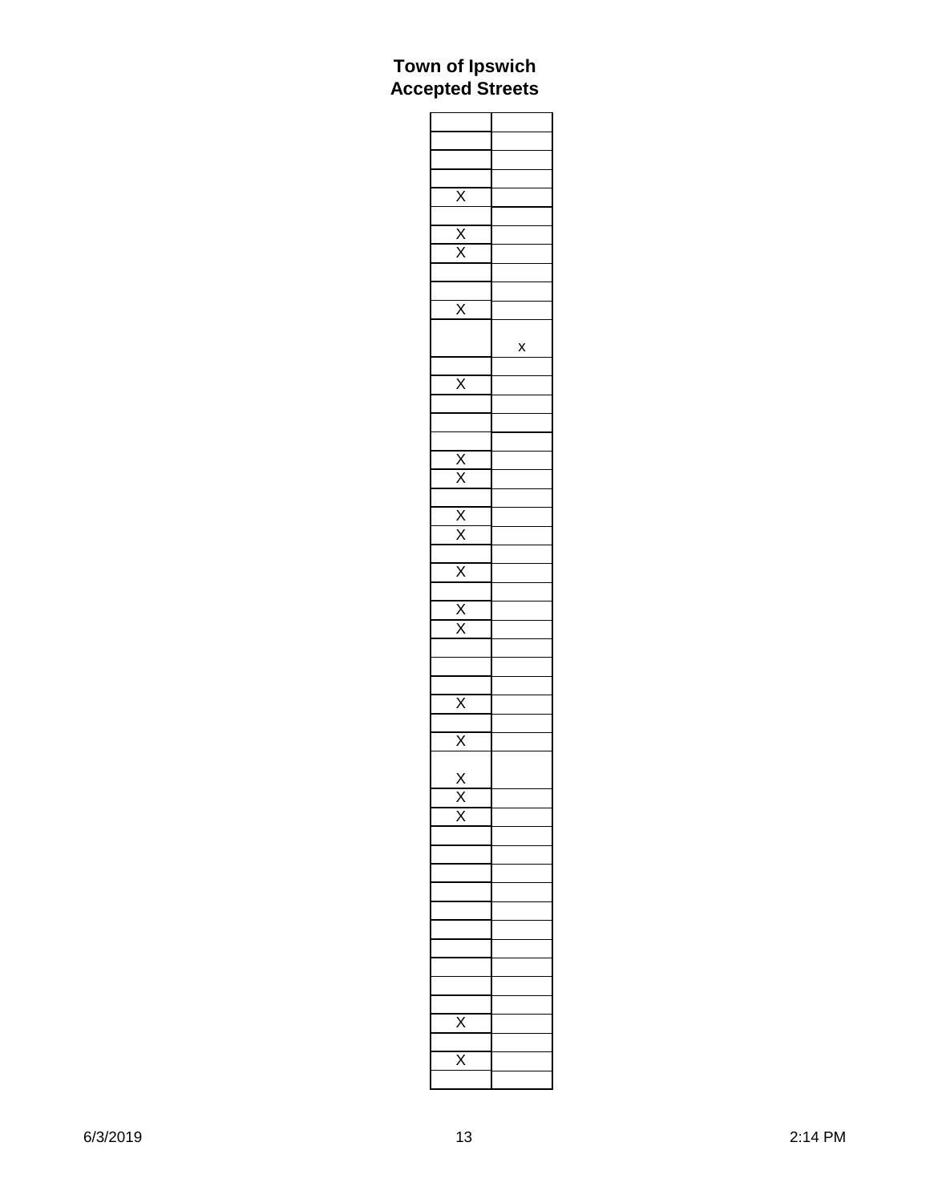# Town of Ipswich
# Accepted Streets

| | |
|---|---|
| | |
| | |
| | |
| X | |
| | |
| X | |
| X | |
| | |
| | |
| X | |
| | x |
| | |
| X | |
| | |
| | |
| | |
| X | |
| X | |
| | |
| X | |
| X | |
| | |
| X | |
| | |
| X | |
| X | |
| | |
| | |
| | |
| X | |
| | |
| X | |
| X | |
| X | |
| X | |
| | |
| | |
| | |
| | |
| | |
| | |
| | |
| | |
| | |
| | |
| X | |
| | |
| X | |
| | |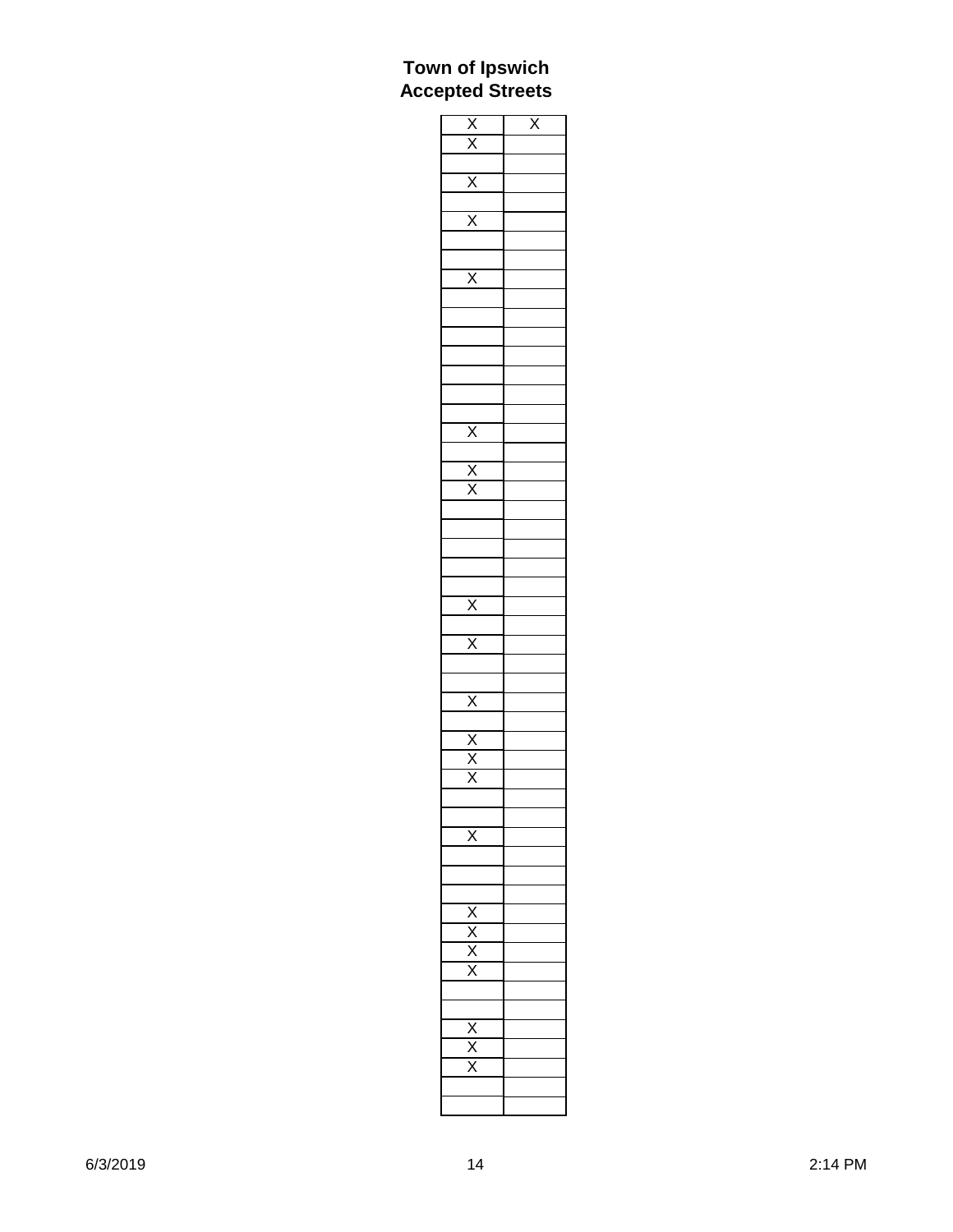# Town of Ipswich
# Accepted Streets

| | |
|---|---|
| X | X |
| X | |
| | |
| X | |
| | |
| X | |
| | |
| | |
| X | |
| | |
| | |
| | |
| | |
| | |
| | |
| | |
| X | |
| | |
| X | |
| X | |
| | |
| | |
| | |
| | |
| | |
| X | |
| | |
| X | |
| | |
| | |
| X | |
| | |
| X | |
| X | |
| X | |
| | |
| | |
| X | |
| | |
| | |
| | |
| X | |
| X | |
| X | |
| X | |
| | |
| | |
| X | |
| X | |
| X | |
| | |
| | |

6/3/2019 2:14 PM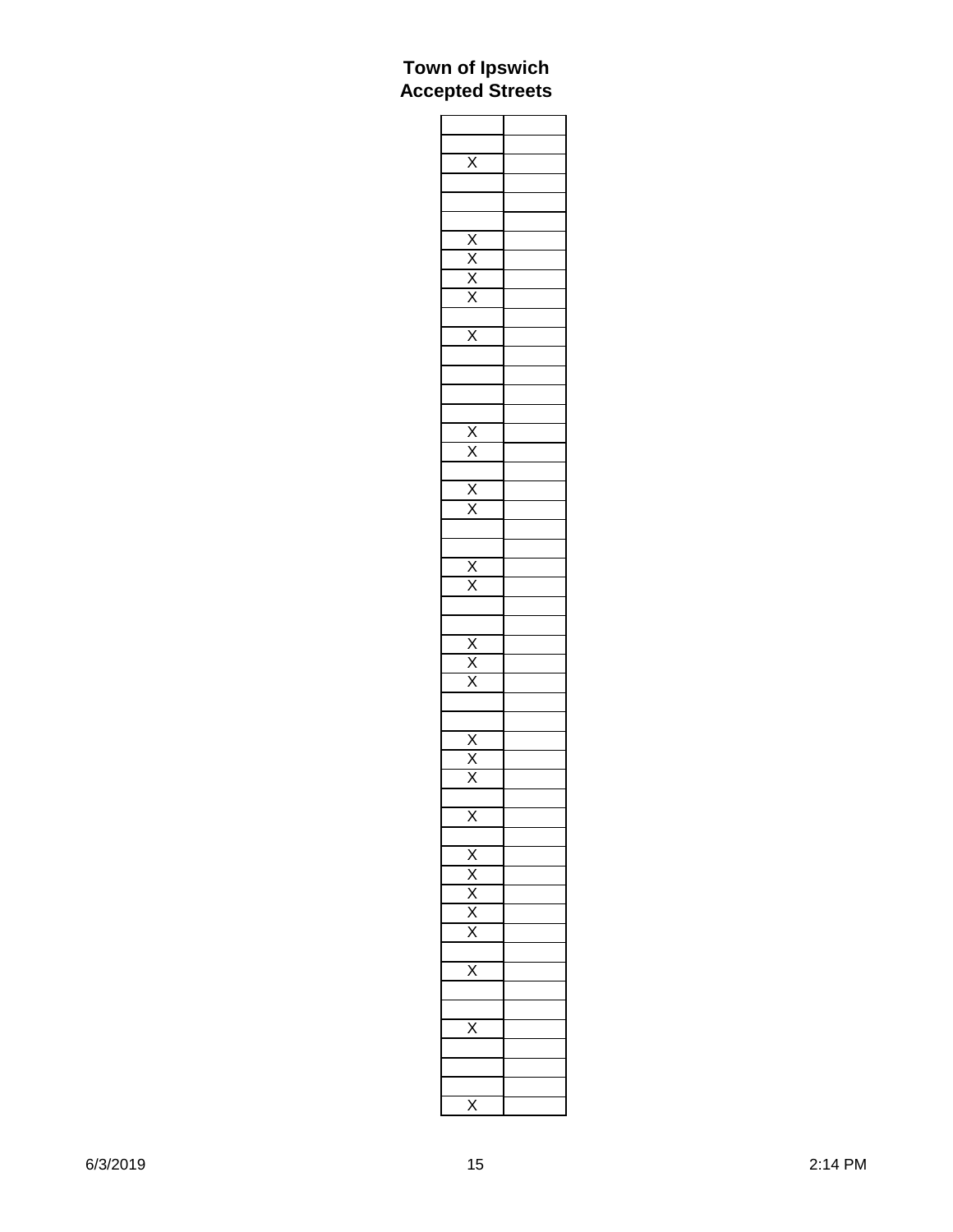# Town of Ipswich
## Accepted Streets

| | |
|---|---|
| | |
| X | |
| | |
| | |
| | |
| X | |
| X | |
| X | |
| X | |
| | |
| X | |
| | |
| | |
| | |
| | |
| X | |
| X | |
| | |
| X | |
| X | |
| | |
| | |
| X | |
| X | |
| | |
| | |
| X | |
| X | |
| X | |
| | |
| | |
| X | |
| X | |
| X | |
| | |
| X | |
| | |
| X | |
| X | |
| X | |
| X | |
| X | |
| | |
| X | |
| | |
| | |
| X | |
| | |
| | |
| | |
| X | |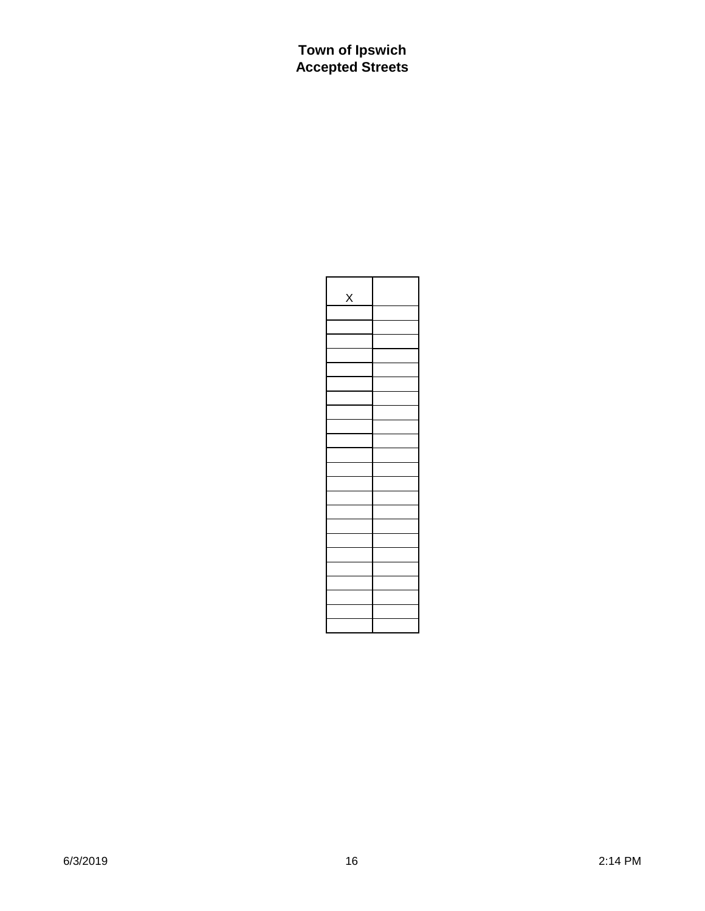# Town of Ipswich
# Accepted Streets

| X | |
|---|---|
| | |
| | |
| | |
| | |
| | |
| | |
| | |
| | |
| | |
| | |
| | |
| | |
| | |
| | |
| | |
| | |
| | |
| | |
| | |
| | |
| | |
| | |
| | |